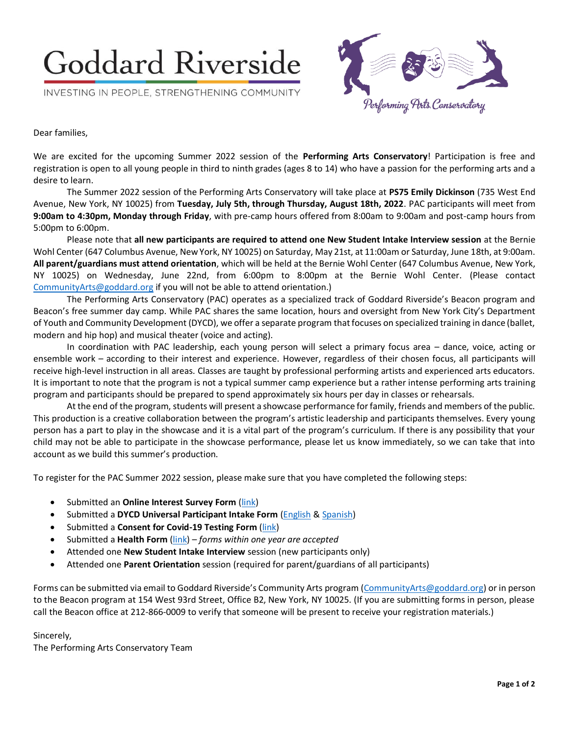# Goddard Riverside

INVESTING IN PEOPLE, STRENGTHENING COMMUNITY

Performing Arts Conservatory

Dear families,

We are excited for the upcoming Summer 2022 session of the **Performing Arts Conservatory**! Participation is free and registration is open to all young people in third to ninth grades (ages 8 to 14) who have a passion for the performing arts and a desire to learn.

The Summer 2022 session of the Performing Arts Conservatory will take place at **PS75 Emily Dickinson** (735 West End Avenue, New York, NY 10025) from **Tuesday, July 5th, through Thursday, August 18th, 2022**. PAC participants will meet from **9:00am to 4:30pm, Monday through Friday**, with pre-camp hours offered from 8:00am to 9:00am and post-camp hours from 5:00pm to 6:00pm.

Please note that **all new participants are required to attend one New Student Intake Interview session** at the Bernie Wohl Center (647 Columbus Avenue, New York, NY 10025) on Saturday, May 21st, at 11:00am or Saturday, June 18th, at 9:00am. **All parent/guardians must attend orientation**, which will be held at the Bernie Wohl Center (647 Columbus Avenue, New York, NY 10025) on Wednesday, June 22nd, from 6:00pm to 8:00pm at the Bernie Wohl Center. (Please contact CommunityArts@goddard.org if you will not be able to attend orientation.)

The Performing Arts Conservatory (PAC) operates as a specialized track of Goddard Riverside's Beacon program and Beacon's free summer day camp. While PAC shares the same location, hours and oversight from New York City's Department of Youth and Community Development (DYCD), we offer a separate program that focuses on specialized training in dance (ballet, modern and hip hop) and musical theater (voice and acting).

In coordination with PAC leadership, each young person will select a primary focus area – dance, voice, acting or ensemble work – according to their interest and experience. However, regardless of their chosen focus, all participants will receive high-level instruction in all areas. Classes are taught by professional performing artists and experienced arts educators. It is important to note that the program is not a typical summer camp experience but a rather intense performing arts training program and participants should be prepared to spend approximately six hours per day in classes or rehearsals.

At the end of the program, students will present a showcase performance for family, friends and members of the public. This production is a creative collaboration between the program's artistic leadership and participants themselves. Every young person has a part to play in the showcase and it is a vital part of the program's curriculum. If there is any possibility that your child may not be able to participate in the showcase performance, please let us know immediately, so we can take that into account as we build this summer's production.

To register for the PAC Summer 2022 session, please make sure that you have completed the following steps:

- Submitted an **Online Interest Survey Form** (link)
- Submitted a **DYCD Universal Participant Intake Form** (English & Spanish)
- Submitted a **Consent for Covid-19 Testing Form** (link)
- Submitted a **Health Form** (link) – *forms within one year are accepted*
- Attended one **New Student Intake Interview** session (new participants only)
- Attended one **Parent Orientation** session (required for parent/guardians of all participants)

Forms can be submitted via email to Goddard Riverside's Community Arts program (CommunityArts@goddard.org) or in person to the Beacon program at 154 West 93rd Street, Office B2, New York, NY 10025. (If you are submitting forms in person, please call the Beacon office at 212-866-0009 to verify that someone will be present to receive your registration materials.)

Sincerely,
The Performing Arts Conservatory Team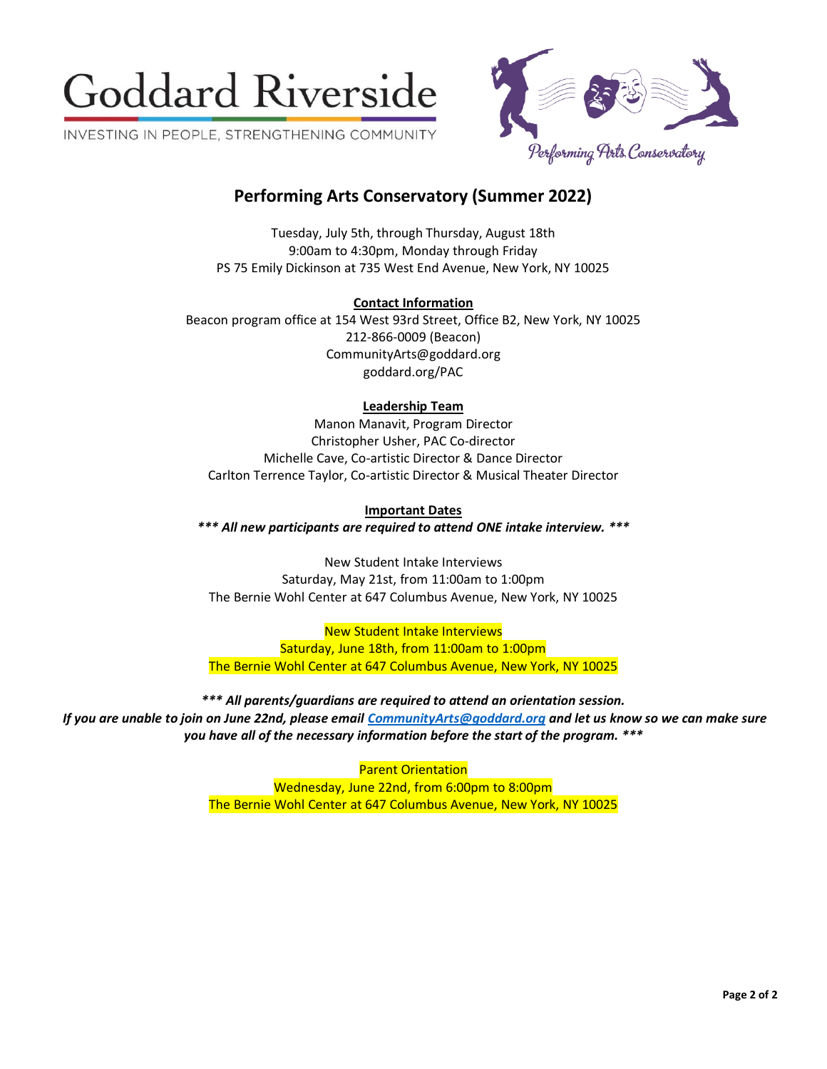Goddard Riverside

INVESTING IN PEOPLE, STRENGTHENING COMMUNITY

Performing Arts Conservatory

# Performing Arts Conservatory (Summer 2022)

Tuesday, July 5th, through Thursday, August 18th
9:00am to 4:30pm, Monday through Friday
PS 75 Emily Dickinson at 735 West End Avenue, New York, NY 10025

**Contact Information**

Beacon program office at 154 West 93rd Street, Office B2, New York, NY 10025
212-866-0009 (Beacon)
CommunityArts@goddard.org
goddard.org/PAC

**Leadership Team**

Manon Manavit, Program Director
Christopher Usher, PAC Co-director
Michelle Cave, Co-artistic Director & Dance Director
Carlton Terrence Taylor, Co-artistic Director & Musical Theater Director

**Important Dates**

***\*\*\* All new participants are required to attend ONE intake interview. \*\*\****

New Student Intake Interviews
Saturday, May 21st, from 11:00am to 1:00pm
The Bernie Wohl Center at 647 Columbus Avenue, New York, NY 10025

New Student Intake Interviews
Saturday, June 18th, from 11:00am to 1:00pm
The Bernie Wohl Center at 647 Columbus Avenue, New York, NY 10025

***\*\*\* All parents/guardians are required to attend an orientation session.
If you are unable to join on June 22nd, please email CommunityArts@goddard.org and let us know so we can make sure you have all of the necessary information before the start of the program. \*\*\****

Parent Orientation
Wednesday, June 22nd, from 6:00pm to 8:00pm
The Bernie Wohl Center at 647 Columbus Avenue, New York, NY 10025